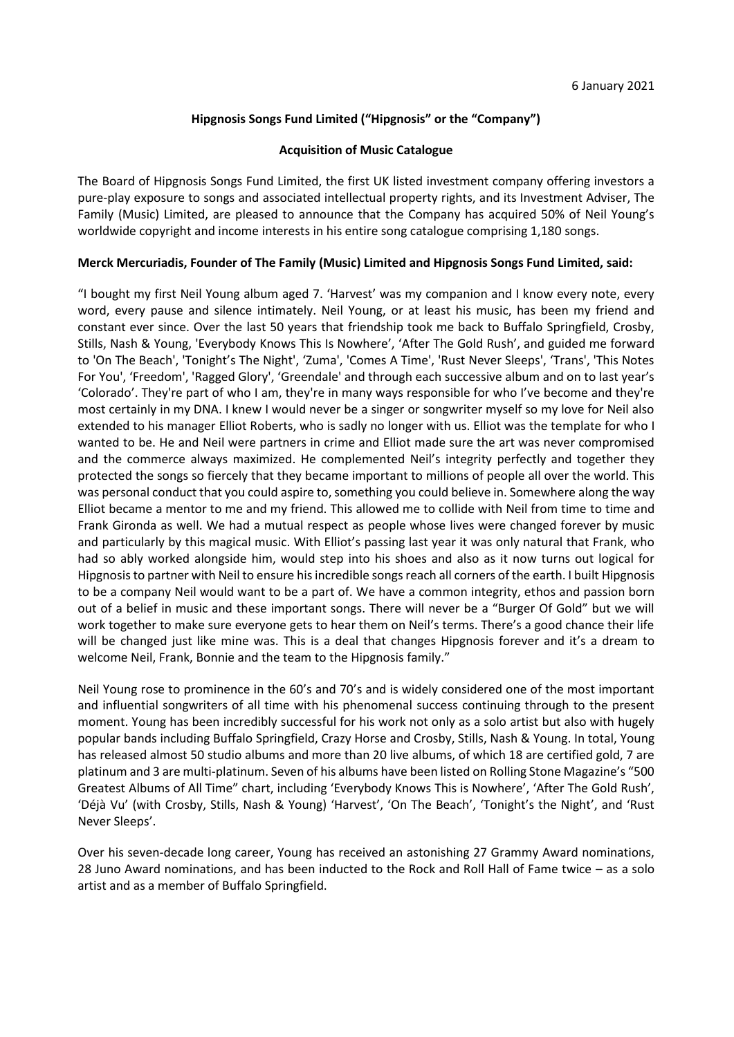6 January 2021

**Hipgnosis Songs Fund Limited ("Hipgnosis" or the "Company")**

**Acquisition of Music Catalogue**

The Board of Hipgnosis Songs Fund Limited, the first UK listed investment company offering investors a pure-play exposure to songs and associated intellectual property rights, and its Investment Adviser, The Family (Music) Limited, are pleased to announce that the Company has acquired 50% of Neil Young's worldwide copyright and income interests in his entire song catalogue comprising 1,180 songs.

**Merck Mercuriadis, Founder of The Family (Music) Limited and Hipgnosis Songs Fund Limited, said:**

"I bought my first Neil Young album aged 7. 'Harvest' was my companion and I know every note, every word, every pause and silence intimately. Neil Young, or at least his music, has been my friend and constant ever since. Over the last 50 years that friendship took me back to Buffalo Springfield, Crosby, Stills, Nash & Young, 'Everybody Knows This Is Nowhere', 'After The Gold Rush', and guided me forward to 'On The Beach', 'Tonight's The Night', 'Zuma', 'Comes A Time', 'Rust Never Sleeps', 'Trans', 'This Notes For You', 'Freedom', 'Ragged Glory', 'Greendale' and through each successive album and on to last year's 'Colorado'. They're part of who I am, they're in many ways responsible for who I've become and they're most certainly in my DNA. I knew I would never be a singer or songwriter myself so my love for Neil also extended to his manager Elliot Roberts, who is sadly no longer with us. Elliot was the template for who I wanted to be. He and Neil were partners in crime and Elliot made sure the art was never compromised and the commerce always maximized. He complemented Neil's integrity perfectly and together they protected the songs so fiercely that they became important to millions of people all over the world. This was personal conduct that you could aspire to, something you could believe in. Somewhere along the way Elliot became a mentor to me and my friend. This allowed me to collide with Neil from time to time and Frank Gironda as well. We had a mutual respect as people whose lives were changed forever by music and particularly by this magical music. With Elliot's passing last year it was only natural that Frank, who had so ably worked alongside him, would step into his shoes and also as it now turns out logical for Hipgnosis to partner with Neil to ensure his incredible songs reach all corners of the earth. I built Hipgnosis to be a company Neil would want to be a part of. We have a common integrity, ethos and passion born out of a belief in music and these important songs. There will never be a "Burger Of Gold" but we will work together to make sure everyone gets to hear them on Neil's terms. There's a good chance their life will be changed just like mine was. This is a deal that changes Hipgnosis forever and it's a dream to welcome Neil, Frank, Bonnie and the team to the Hipgnosis family."

Neil Young rose to prominence in the 60's and 70's and is widely considered one of the most important and influential songwriters of all time with his phenomenal success continuing through to the present moment. Young has been incredibly successful for his work not only as a solo artist but also with hugely popular bands including Buffalo Springfield, Crazy Horse and Crosby, Stills, Nash & Young. In total, Young has released almost 50 studio albums and more than 20 live albums, of which 18 are certified gold, 7 are platinum and 3 are multi-platinum. Seven of his albums have been listed on Rolling Stone Magazine's "500 Greatest Albums of All Time" chart, including 'Everybody Knows This is Nowhere', 'After The Gold Rush', 'Déjà Vu' (with Crosby, Stills, Nash & Young) 'Harvest', 'On The Beach', 'Tonight's the Night', and 'Rust Never Sleeps'.

Over his seven-decade long career, Young has received an astonishing 27 Grammy Award nominations, 28 Juno Award nominations, and has been inducted to the Rock and Roll Hall of Fame twice – as a solo artist and as a member of Buffalo Springfield.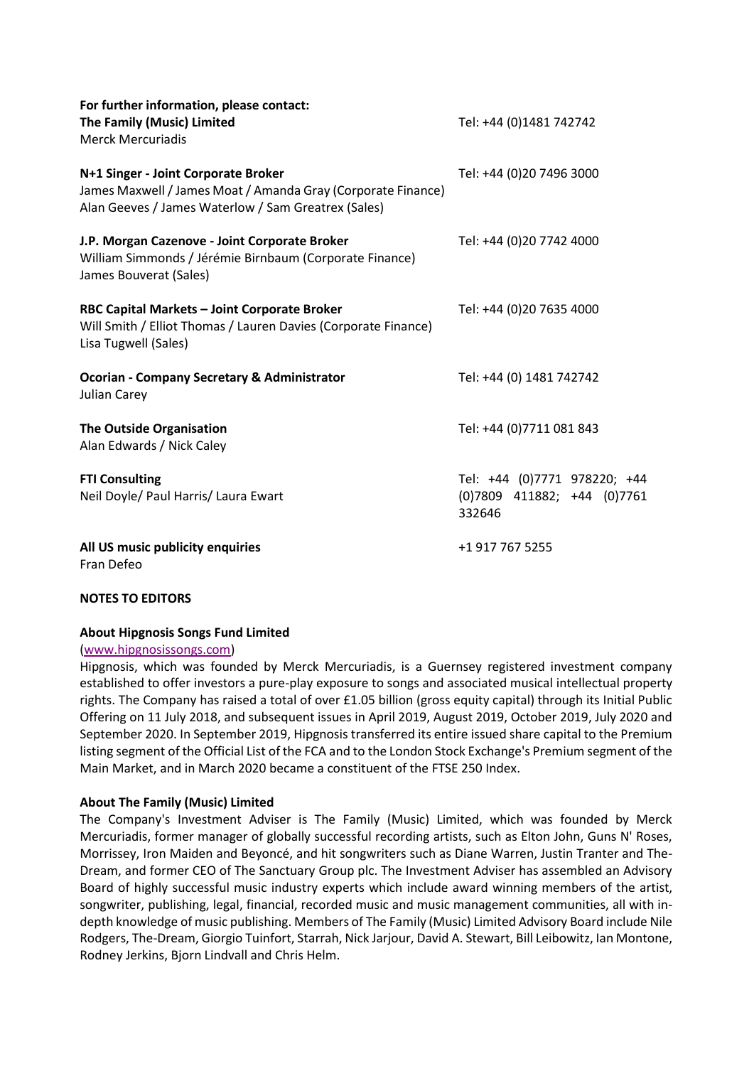**For further information, please contact:**

| | |
|---|---|
| **The Family (Music) Limited**<br>Merck Mercuriadis | Tel: +44 (0)1481 742742 |
| **N+1 Singer - Joint Corporate Broker**<br>James Maxwell / James Moat / Amanda Gray (Corporate Finance)<br>Alan Geeves / James Waterlow / Sam Greatrex (Sales) | Tel: +44 (0)20 7496 3000 |
| **J.P. Morgan Cazenove - Joint Corporate Broker**<br>William Simmonds / Jérémie Birnbaum (Corporate Finance)<br>James Bouverat (Sales) | Tel: +44 (0)20 7742 4000 |
| **RBC Capital Markets – Joint Corporate Broker**<br>Will Smith / Elliot Thomas / Lauren Davies (Corporate Finance)<br>Lisa Tugwell (Sales) | Tel: +44 (0)20 7635 4000 |
| **Ocorian - Company Secretary & Administrator**<br>Julian Carey | Tel: +44 (0) 1481 742742 |
| **The Outside Organisation**<br>Alan Edwards / Nick Caley | Tel: +44 (0)7711 081 843 |
| **FTI Consulting**<br>Neil Doyle/ Paul Harris/ Laura Ewart | Tel: +44 (0)7771 978220; +44 (0)7809 411882; +44 (0)7761 332646 |
| **All US music publicity enquiries**<br>Fran Defeo | +1 917 767 5255 |

**NOTES TO EDITORS**

**About Hipgnosis Songs Fund Limited**

(www.hipgnosissongs.com)

Hipgnosis, which was founded by Merck Mercuriadis, is a Guernsey registered investment company established to offer investors a pure-play exposure to songs and associated musical intellectual property rights. The Company has raised a total of over £1.05 billion (gross equity capital) through its Initial Public Offering on 11 July 2018, and subsequent issues in April 2019, August 2019, October 2019, July 2020 and September 2020. In September 2019, Hipgnosis transferred its entire issued share capital to the Premium listing segment of the Official List of the FCA and to the London Stock Exchange's Premium segment of the Main Market, and in March 2020 became a constituent of the FTSE 250 Index.

**About The Family (Music) Limited**

The Company's Investment Adviser is The Family (Music) Limited, which was founded by Merck Mercuriadis, former manager of globally successful recording artists, such as Elton John, Guns N' Roses, Morrissey, Iron Maiden and Beyoncé, and hit songwriters such as Diane Warren, Justin Tranter and The-Dream, and former CEO of The Sanctuary Group plc. The Investment Adviser has assembled an Advisory Board of highly successful music industry experts which include award winning members of the artist, songwriter, publishing, legal, financial, recorded music and music management communities, all with in-depth knowledge of music publishing. Members of The Family (Music) Limited Advisory Board include Nile Rodgers, The-Dream, Giorgio Tuinfort, Starrah, Nick Jarjour, David A. Stewart, Bill Leibowitz, Ian Montone, Rodney Jerkins, Bjorn Lindvall and Chris Helm.